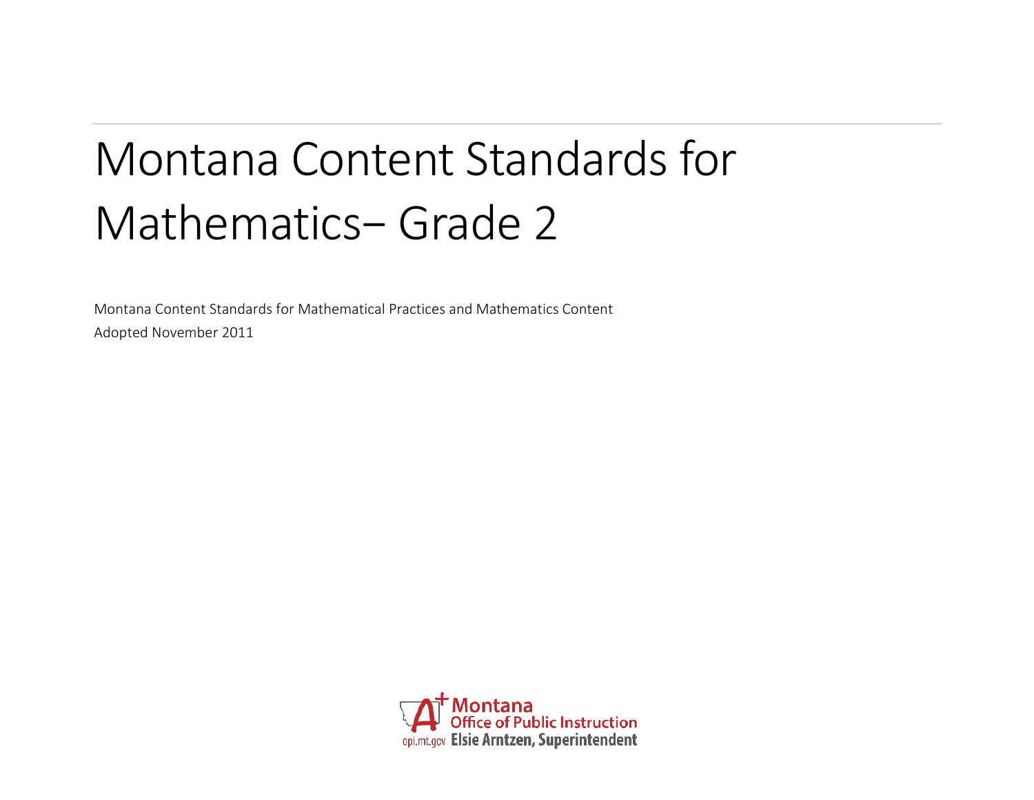# Montana Content Standards for Mathematics– Grade 2

Montana Content Standards for Mathematical Practices and Mathematics Content

Adopted November 2011

Montana Office of Public Instruction

opi.mt.gov Elsie Arntzen, Superintendent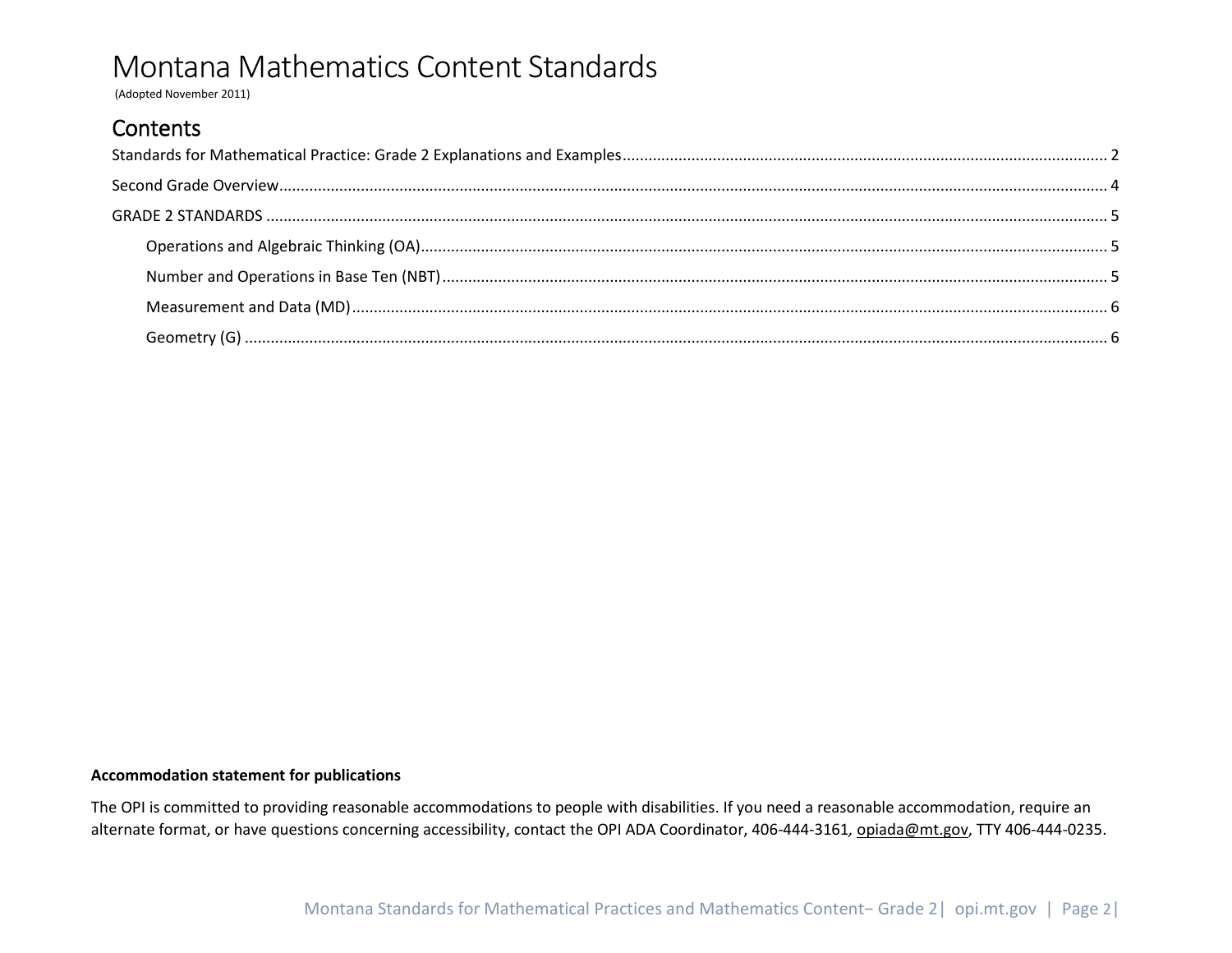# Montana Mathematics Content Standards

(Adopted November 2011)

## Contents

Standards for Mathematical Practice: Grade 2 Explanations and Examples ........ 2

Second Grade Overview ........ 4

GRADE 2 STANDARDS ........ 5

- Operations and Algebraic Thinking (OA) ........ 5
- Number and Operations in Base Ten (NBT) ........ 5
- Measurement and Data (MD) ........ 6
- Geometry (G) ........ 6

**Accommodation statement for publications**

The OPI is committed to providing reasonable accommodations to people with disabilities. If you need a reasonable accommodation, require an alternate format, or have questions concerning accessibility, contact the OPI ADA Coordinator, 406-444-3161, opiada@mt.gov, TTY 406-444-0235.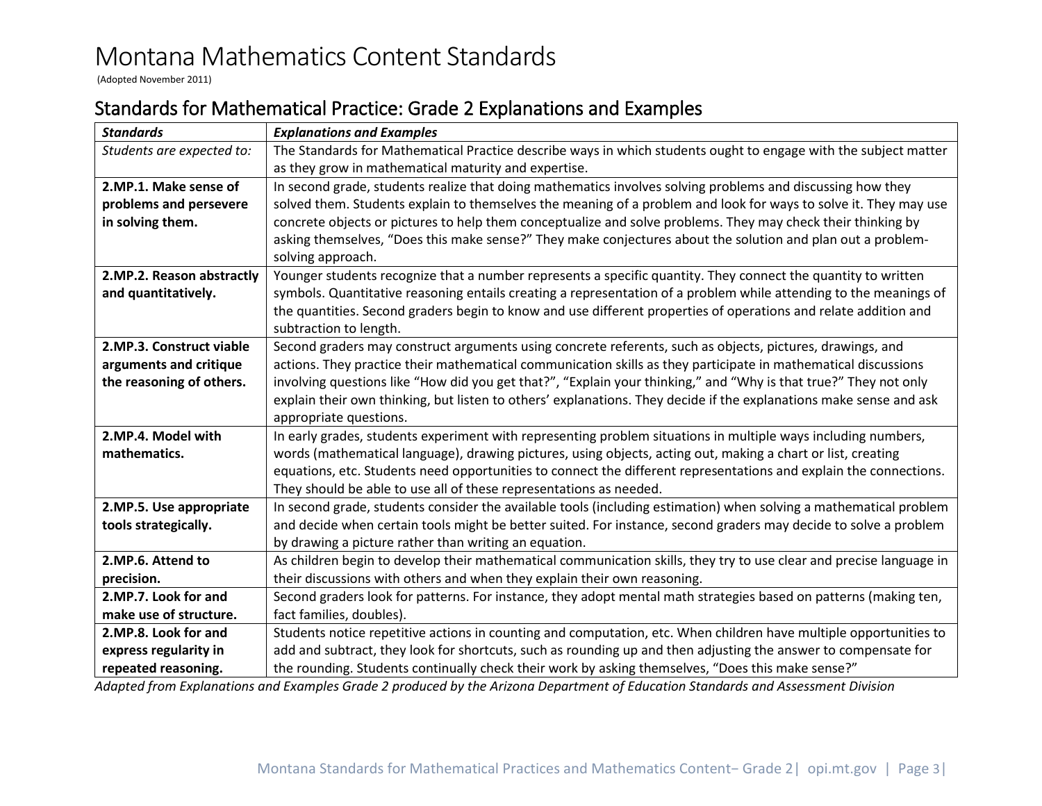# Montana Mathematics Content Standards

(Adopted November 2011)

## Standards for Mathematical Practice: Grade 2 Explanations and Examples

| ***Standards*** | ***Explanations and Examples*** |
|---|---|
| *Students are expected to:* | The Standards for Mathematical Practice describe ways in which students ought to engage with the subject matter as they grow in mathematical maturity and expertise. |
| **2.MP.1. Make sense of problems and persevere in solving them.** | In second grade, students realize that doing mathematics involves solving problems and discussing how they solved them. Students explain to themselves the meaning of a problem and look for ways to solve it. They may use concrete objects or pictures to help them conceptualize and solve problems. They may check their thinking by asking themselves, "Does this make sense?" They make conjectures about the solution and plan out a problem-solving approach. |
| **2.MP.2. Reason abstractly and quantitatively.** | Younger students recognize that a number represents a specific quantity. They connect the quantity to written symbols. Quantitative reasoning entails creating a representation of a problem while attending to the meanings of the quantities. Second graders begin to know and use different properties of operations and relate addition and subtraction to length. |
| **2.MP.3. Construct viable arguments and critique the reasoning of others.** | Second graders may construct arguments using concrete referents, such as objects, pictures, drawings, and actions. They practice their mathematical communication skills as they participate in mathematical discussions involving questions like "How did you get that?", "Explain your thinking," and "Why is that true?" They not only explain their own thinking, but listen to others' explanations. They decide if the explanations make sense and ask appropriate questions. |
| **2.MP.4. Model with mathematics.** | In early grades, students experiment with representing problem situations in multiple ways including numbers, words (mathematical language), drawing pictures, using objects, acting out, making a chart or list, creating equations, etc. Students need opportunities to connect the different representations and explain the connections. They should be able to use all of these representations as needed. |
| **2.MP.5. Use appropriate tools strategically.** | In second grade, students consider the available tools (including estimation) when solving a mathematical problem and decide when certain tools might be better suited. For instance, second graders may decide to solve a problem by drawing a picture rather than writing an equation. |
| **2.MP.6. Attend to precision.** | As children begin to develop their mathematical communication skills, they try to use clear and precise language in their discussions with others and when they explain their own reasoning. |
| **2.MP.7. Look for and make use of structure.** | Second graders look for patterns. For instance, they adopt mental math strategies based on patterns (making ten, fact families, doubles). |
| **2.MP.8. Look for and express regularity in repeated reasoning.** | Students notice repetitive actions in counting and computation, etc. When children have multiple opportunities to add and subtract, they look for shortcuts, such as rounding up and then adjusting the answer to compensate for the rounding. Students continually check their work by asking themselves, "Does this make sense?" |

*Adapted from Explanations and Examples Grade 2 produced by the Arizona Department of Education Standards and Assessment Division*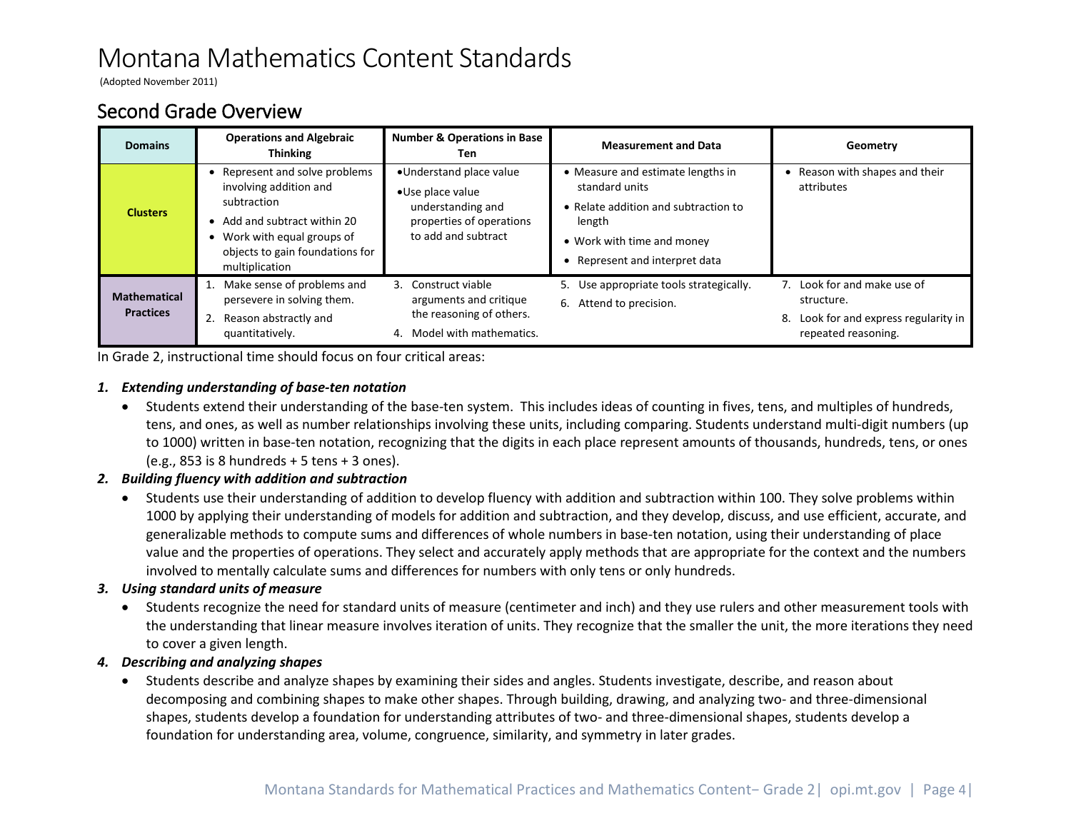# Montana Mathematics Content Standards

(Adopted November 2011)

## Second Grade Overview

| Domains | Operations and Algebraic Thinking | Number & Operations in Base Ten | Measurement and Data | Geometry |
|---|---|---|---|---|
| **Clusters** | • Represent and solve problems involving addition and subtraction<br>• Add and subtract within 20<br>• Work with equal groups of objects to gain foundations for multiplication | • Understand place value<br>• Use place value understanding and properties of operations to add and subtract | • Measure and estimate lengths in standard units<br>• Relate addition and subtraction to length<br>• Work with time and money<br>• Represent and interpret data | • Reason with shapes and their attributes |
| **Mathematical Practices** | 1. Make sense of problems and persevere in solving them.<br>2. Reason abstractly and quantitatively. | 3. Construct viable arguments and critique the reasoning of others.<br>4. Model with mathematics. | 5. Use appropriate tools strategically.<br>6. Attend to precision. | 7. Look for and make use of structure.<br>8. Look for and express regularity in repeated reasoning. |

In Grade 2, instructional time should focus on four critical areas:

1. ***Extending understanding of base-ten notation***
   - Students extend their understanding of the base-ten system. This includes ideas of counting in fives, tens, and multiples of hundreds, tens, and ones, as well as number relationships involving these units, including comparing. Students understand multi-digit numbers (up to 1000) written in base-ten notation, recognizing that the digits in each place represent amounts of thousands, hundreds, tens, or ones (e.g., 853 is 8 hundreds + 5 tens + 3 ones).
2. ***Building fluency with addition and subtraction***
   - Students use their understanding of addition to develop fluency with addition and subtraction within 100. They solve problems within 1000 by applying their understanding of models for addition and subtraction, and they develop, discuss, and use efficient, accurate, and generalizable methods to compute sums and differences of whole numbers in base-ten notation, using their understanding of place value and the properties of operations. They select and accurately apply methods that are appropriate for the context and the numbers involved to mentally calculate sums and differences for numbers with only tens or only hundreds.
3. ***Using standard units of measure***
   - Students recognize the need for standard units of measure (centimeter and inch) and they use rulers and other measurement tools with the understanding that linear measure involves iteration of units. They recognize that the smaller the unit, the more iterations they need to cover a given length.
4. ***Describing and analyzing shapes***
   - Students describe and analyze shapes by examining their sides and angles. Students investigate, describe, and reason about decomposing and combining shapes to make other shapes. Through building, drawing, and analyzing two- and three-dimensional shapes, students develop a foundation for understanding attributes of two- and three-dimensional shapes, students develop a foundation for understanding area, volume, congruence, similarity, and symmetry in later grades.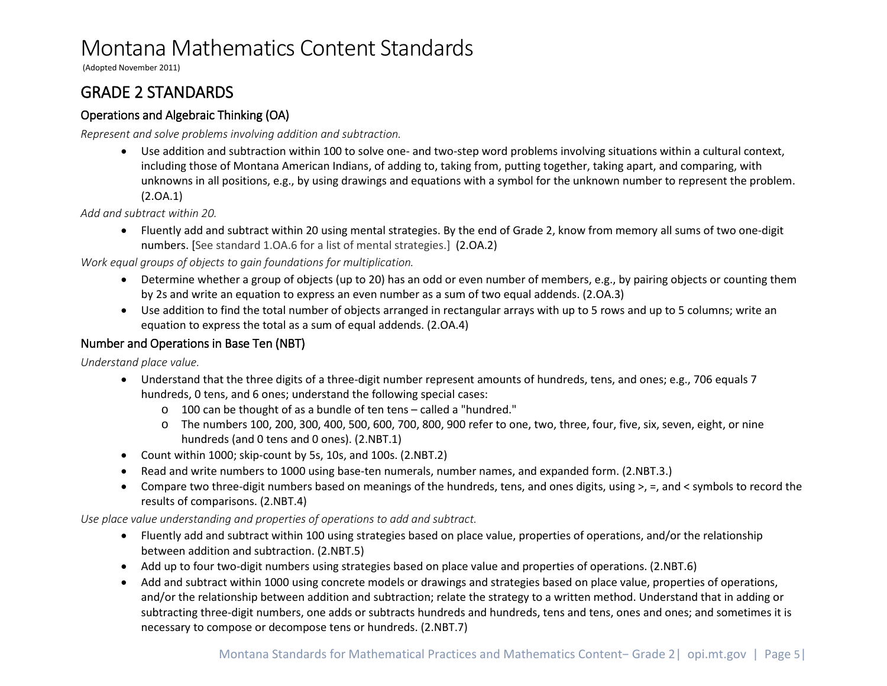# Montana Mathematics Content Standards

(Adopted November 2011)

## GRADE 2 STANDARDS

### Operations and Algebraic Thinking (OA)

*Represent and solve problems involving addition and subtraction.*

- Use addition and subtraction within 100 to solve one- and two-step word problems involving situations within a cultural context, including those of Montana American Indians, of adding to, taking from, putting together, taking apart, and comparing, with unknowns in all positions, e.g., by using drawings and equations with a symbol for the unknown number to represent the problem. (2.OA.1)

*Add and subtract within 20.*

- Fluently add and subtract within 20 using mental strategies. By the end of Grade 2, know from memory all sums of two one-digit numbers. [See standard 1.OA.6 for a list of mental strategies.] (2.OA.2)

*Work equal groups of objects to gain foundations for multiplication.*

- Determine whether a group of objects (up to 20) has an odd or even number of members, e.g., by pairing objects or counting them by 2s and write an equation to express an even number as a sum of two equal addends. (2.OA.3)
- Use addition to find the total number of objects arranged in rectangular arrays with up to 5 rows and up to 5 columns; write an equation to express the total as a sum of equal addends. (2.OA.4)

### Number and Operations in Base Ten (NBT)

*Understand place value.*

- Understand that the three digits of a three-digit number represent amounts of hundreds, tens, and ones; e.g., 706 equals 7 hundreds, 0 tens, and 6 ones; understand the following special cases:
  - 100 can be thought of as a bundle of ten tens – called a "hundred."
  - The numbers 100, 200, 300, 400, 500, 600, 700, 800, 900 refer to one, two, three, four, five, six, seven, eight, or nine hundreds (and 0 tens and 0 ones). (2.NBT.1)
- Count within 1000; skip-count by 5s, 10s, and 100s. (2.NBT.2)
- Read and write numbers to 1000 using base-ten numerals, number names, and expanded form. (2.NBT.3.)
- Compare two three-digit numbers based on meanings of the hundreds, tens, and ones digits, using >, =, and < symbols to record the results of comparisons. (2.NBT.4)

*Use place value understanding and properties of operations to add and subtract.*

- Fluently add and subtract within 100 using strategies based on place value, properties of operations, and/or the relationship between addition and subtraction. (2.NBT.5)
- Add up to four two-digit numbers using strategies based on place value and properties of operations. (2.NBT.6)
- Add and subtract within 1000 using concrete models or drawings and strategies based on place value, properties of operations, and/or the relationship between addition and subtraction; relate the strategy to a written method. Understand that in adding or subtracting three-digit numbers, one adds or subtracts hundreds and hundreds, tens and tens, ones and ones; and sometimes it is necessary to compose or decompose tens or hundreds. (2.NBT.7)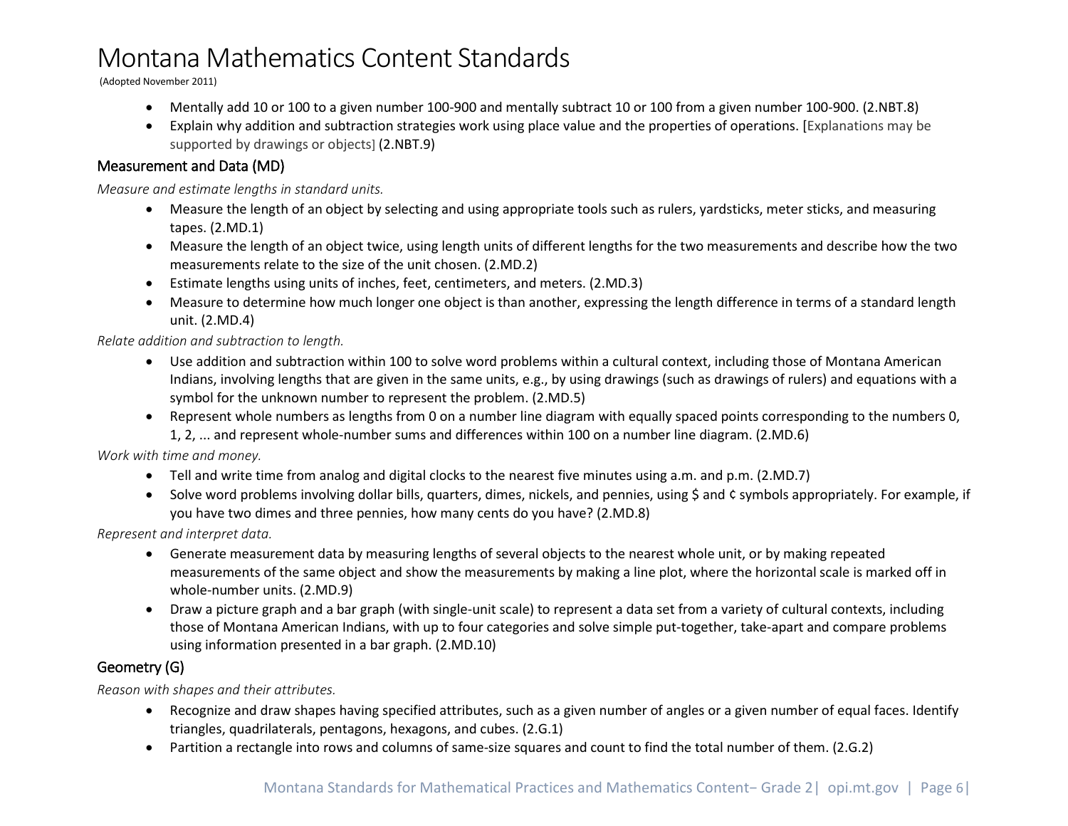- Mentally add 10 or 100 to a given number 100-900 and mentally subtract 10 or 100 from a given number 100-900. (2.NBT.8)
- Explain why addition and subtraction strategies work using place value and the properties of operations. [Explanations may be supported by drawings or objects] (2.NBT.9)

## Measurement and Data (MD)

*Measure and estimate lengths in standard units.*

- Measure the length of an object by selecting and using appropriate tools such as rulers, yardsticks, meter sticks, and measuring tapes. (2.MD.1)
- Measure the length of an object twice, using length units of different lengths for the two measurements and describe how the two measurements relate to the size of the unit chosen. (2.MD.2)
- Estimate lengths using units of inches, feet, centimeters, and meters. (2.MD.3)
- Measure to determine how much longer one object is than another, expressing the length difference in terms of a standard length unit. (2.MD.4)

*Relate addition and subtraction to length.*

- Use addition and subtraction within 100 to solve word problems within a cultural context, including those of Montana American Indians, involving lengths that are given in the same units, e.g., by using drawings (such as drawings of rulers) and equations with a symbol for the unknown number to represent the problem. (2.MD.5)
- Represent whole numbers as lengths from 0 on a number line diagram with equally spaced points corresponding to the numbers 0, 1, 2, ... and represent whole-number sums and differences within 100 on a number line diagram. (2.MD.6)

*Work with time and money.*

- Tell and write time from analog and digital clocks to the nearest five minutes using a.m. and p.m. (2.MD.7)
- Solve word problems involving dollar bills, quarters, dimes, nickels, and pennies, using $ and ¢ symbols appropriately. For example, if you have two dimes and three pennies, how many cents do you have? (2.MD.8)

*Represent and interpret data.*

- Generate measurement data by measuring lengths of several objects to the nearest whole unit, or by making repeated measurements of the same object and show the measurements by making a line plot, where the horizontal scale is marked off in whole-number units. (2.MD.9)
- Draw a picture graph and a bar graph (with single-unit scale) to represent a data set from a variety of cultural contexts, including those of Montana American Indians, with up to four categories and solve simple put-together, take-apart and compare problems using information presented in a bar graph. (2.MD.10)

## Geometry (G)

*Reason with shapes and their attributes.*

- Recognize and draw shapes having specified attributes, such as a given number of angles or a given number of equal faces. Identify triangles, quadrilaterals, pentagons, hexagons, and cubes. (2.G.1)
- Partition a rectangle into rows and columns of same-size squares and count to find the total number of them. (2.G.2)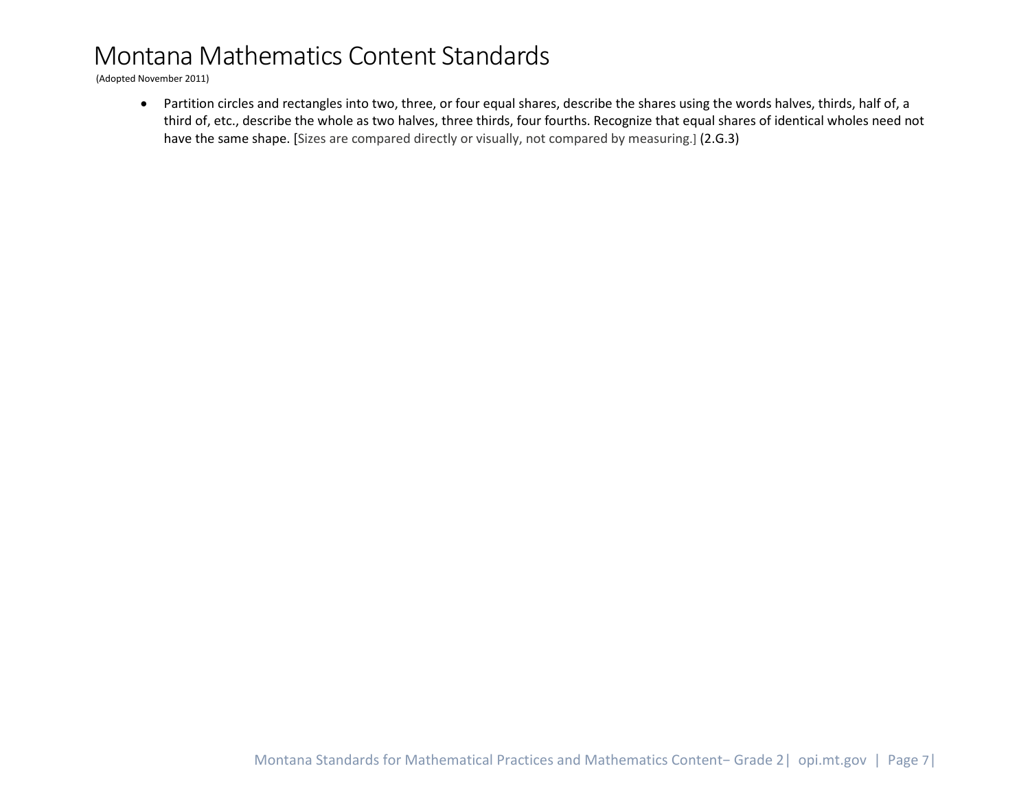- Partition circles and rectangles into two, three, or four equal shares, describe the shares using the words halves, thirds, half of, a third of, etc., describe the whole as two halves, three thirds, four fourths. Recognize that equal shares of identical wholes need not have the same shape. [Sizes are compared directly or visually, not compared by measuring.] (2.G.3)